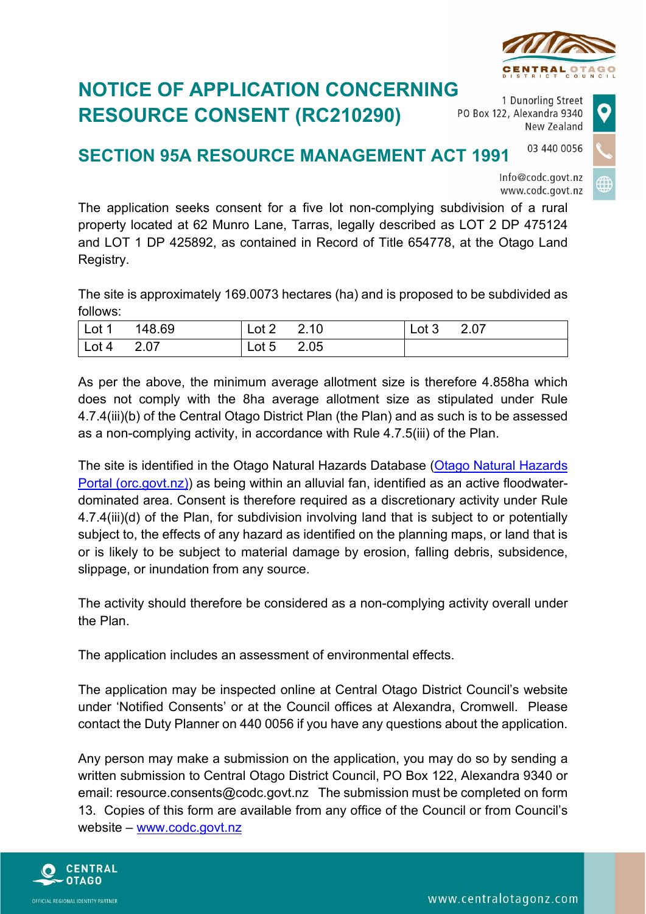# NOTICE OF APPLICATION CONCERNING RESOURCE CONSENT (RC210290)

1 Dunorling Street
PO Box 122, Alexandra 9340
New Zealand

03 440 0056

Info@codc.govt.nz
www.codc.govt.nz

## SECTION 95A RESOURCE MANAGEMENT ACT 1991

The application seeks consent for a five lot non-complying subdivision of a rural property located at 62 Munro Lane, Tarras, legally described as LOT 2 DP 475124 and LOT 1 DP 425892, as contained in Record of Title 654778, at the Otago Land Registry.

The site is approximately 169.0073 hectares (ha) and is proposed to be subdivided as follows:

| Lot 1 | 148.69 | Lot 2 | 2.10 | Lot 3 | 2.07 |
|---|---|---|---|---|---|
| Lot 4 | 2.07 | Lot 5 | 2.05 | | |

As per the above, the minimum average allotment size is therefore 4.858ha which does not comply with the 8ha average allotment size as stipulated under Rule 4.7.4(iii)(b) of the Central Otago District Plan (the Plan) and as such is to be assessed as a non-complying activity, in accordance with Rule 4.7.5(iii) of the Plan.

The site is identified in the Otago Natural Hazards Database ([Otago Natural Hazards Portal (orc.govt.nz)]) as being within an alluvial fan, identified as an active floodwater-dominated area. Consent is therefore required as a discretionary activity under Rule 4.7.4(iii)(d) of the Plan, for subdivision involving land that is subject to or potentially subject to, the effects of any hazard as identified on the planning maps, or land that is or is likely to be subject to material damage by erosion, falling debris, subsidence, slippage, or inundation from any source.

The activity should therefore be considered as a non-complying activity overall under the Plan.

The application includes an assessment of environmental effects.

The application may be inspected online at Central Otago District Council's website under 'Notified Consents' or at the Council offices at Alexandra, Cromwell. Please contact the Duty Planner on 440 0056 if you have any questions about the application.

Any person may make a submission on the application, you may do so by sending a written submission to Central Otago District Council, PO Box 122, Alexandra 9340 or email: resource.consents@codc.govt.nz The submission must be completed on form 13. Copies of this form are available from any office of the Council or from Council's website – www.codc.govt.nz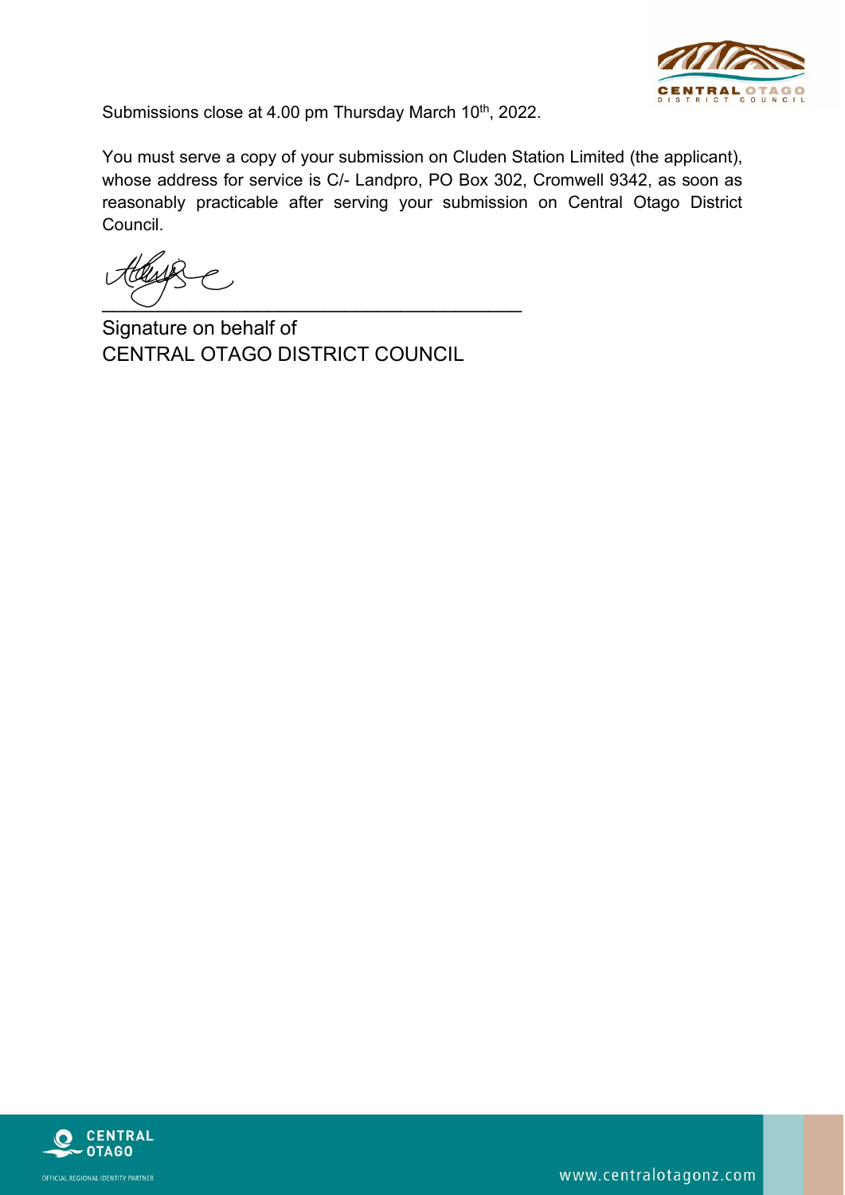Submissions close at 4.00 pm Thursday March 10th, 2022.

You must serve a copy of your submission on Cluden Station Limited (the applicant), whose address for service is C/- Landpro, PO Box 302, Cromwell 9342, as soon as reasonably practicable after serving your submission on Central Otago District Council.

\_\_\_\_\_\_\_\_\_\_\_\_\_\_\_\_\_\_\_\_\_\_\_\_\_\_\_\_\_\_\_\_\_\_\_\_\_\_\_\_

Signature on behalf of  
CENTRAL OTAGO DISTRICT COUNCIL